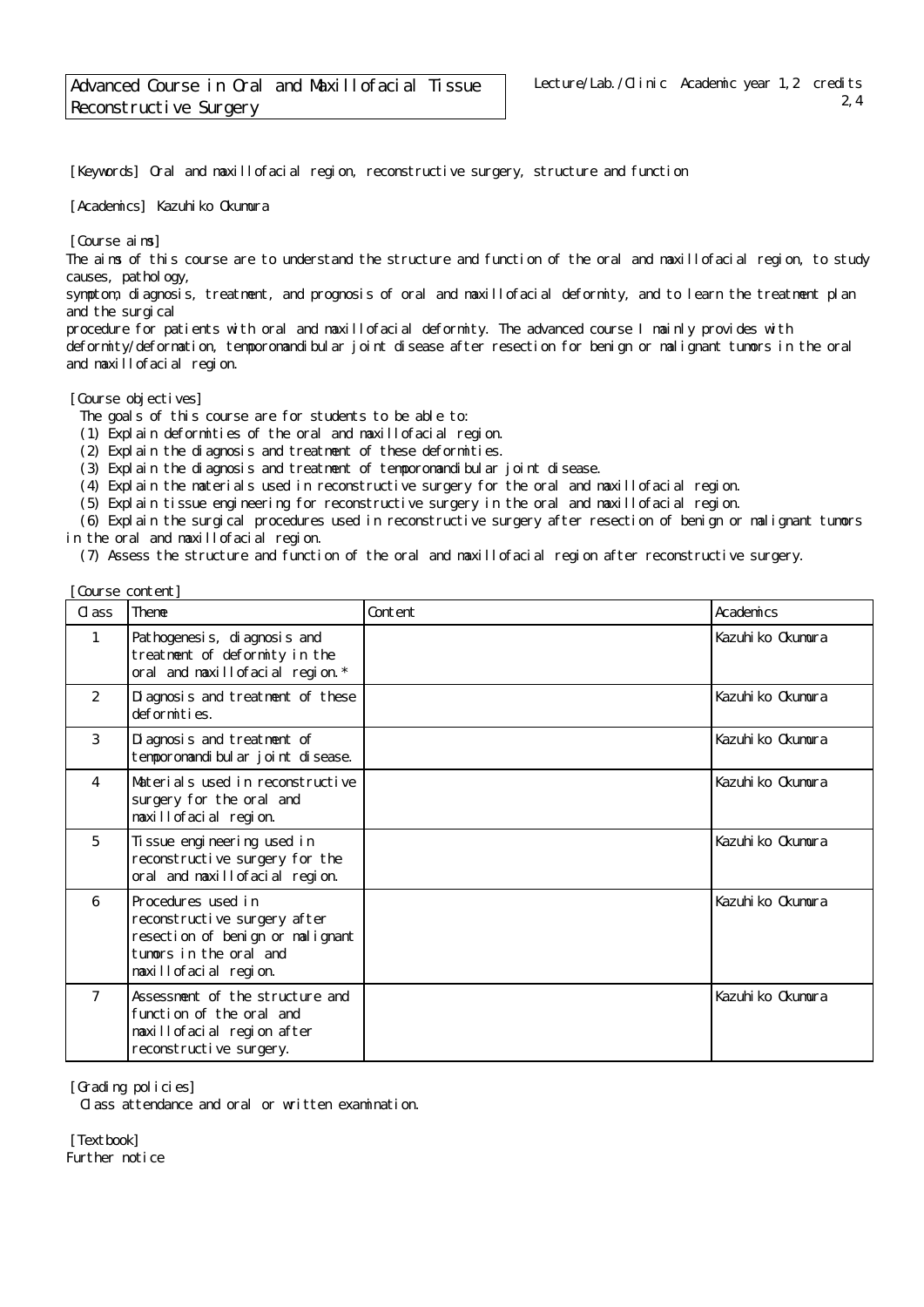# Advanced Course in Oral and Maxillofacial Tissue Reconstructive Surgery

Lecture/Lab./Clinic Academic year 1,2 credits 2,4

[Keywords] Oral and maxillofacial region, reconstructive surgery, structure and function

[Academics] Kazuhiko Okumura

[Course aims]
The aims of this course are to understand the structure and function of the oral and maxillofacial region, to study causes, pathology, symptom, diagnosis, treatment, and prognosis of oral and maxillofacial deformity, and to learn the treatment plan and the surgical procedure for patients with oral and maxillofacial deformity. The advanced course I mainly provides with deformity/deformation, temporomandibular joint disease after resection for benign or malignant tumors in the oral and maxillofacial region.

[Course objectives]
The goals of this course are for students to be able to:
(1) Explain deformities of the oral and maxillofacial region.
(2) Explain the diagnosis and treatment of these deformities.
(3) Explain the diagnosis and treatment of temporomandibular joint disease.
(4) Explain the materials used in reconstructive surgery for the oral and maxillofacial region.
(5) Explain tissue engineering for reconstructive surgery in the oral and maxillofacial region.
(6) Explain the surgical procedures used in reconstructive surgery after resection of benign or malignant tumors in the oral and maxillofacial region.
(7) Assess the structure and function of the oral and maxillofacial region after reconstructive surgery.

[Course content]

| Class | Theme | Content | Academics |
|---|---|---|---|
| 1 | Pathogenesis, diagnosis and treatment of deformity in the oral and maxillofacial region.* | | Kazuhiko Okumura |
| 2 | Diagnosis and treatment of these deformities. | | Kazuhiko Okumura |
| 3 | Diagnosis and treatment of temporomandibular joint disease. | | Kazuhiko Okumura |
| 4 | Materials used in reconstructive surgery for the oral and maxillofacial region. | | Kazuhiko Okumura |
| 5 | Tissue engineering used in reconstructive surgery for the oral and maxillofacial region. | | Kazuhiko Okumura |
| 6 | Procedures used in reconstructive surgery after resection of benign or malignant tumors in the oral and maxillofacial region. | | Kazuhiko Okumura |
| 7 | Assessment of the structure and function of the oral and maxillofacial region after reconstructive surgery. | | Kazuhiko Okumura |

[Grading policies]
Class attendance and oral or written examination.

[Textbook]
Further notice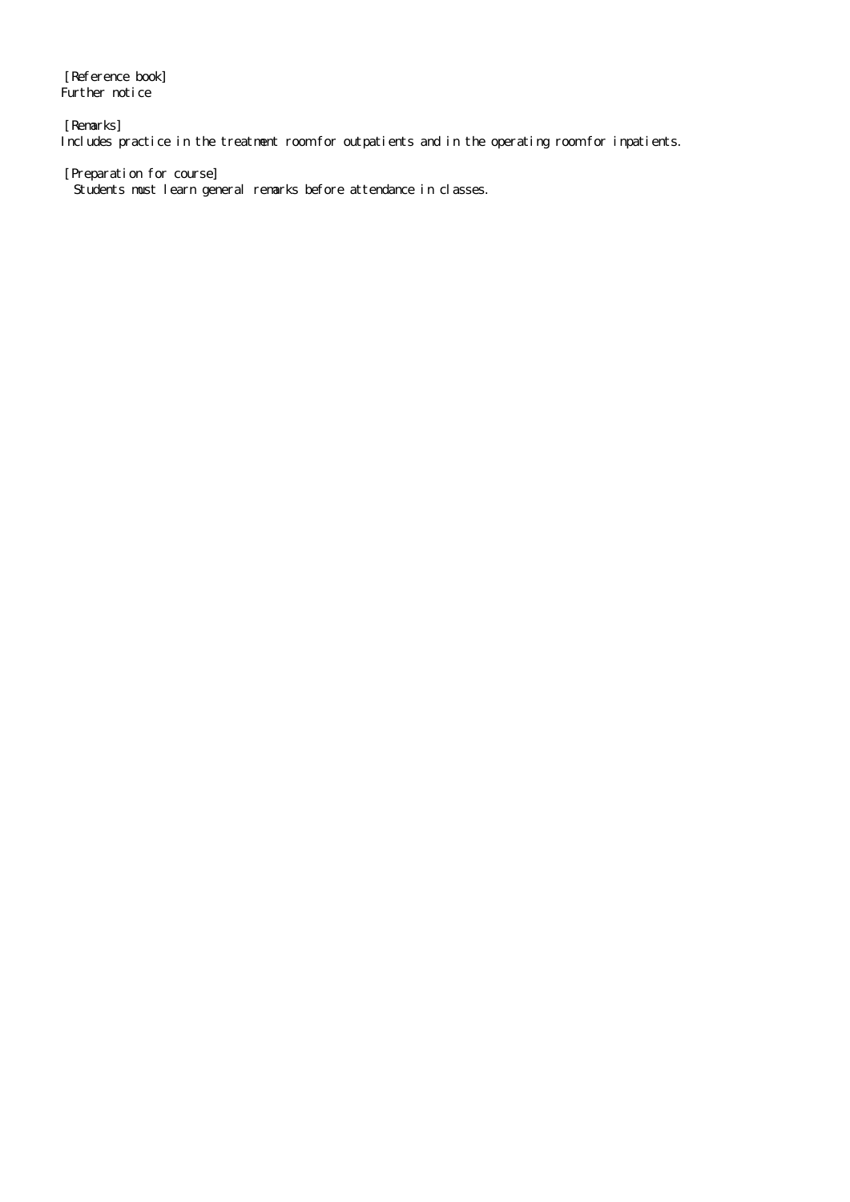[Reference book]
Further notice

[Remarks]
Includes practice in the treatment room for outpatients and in the operating room for inpatients.

[Preparation for course]
Students must learn general remarks before attendance in classes.